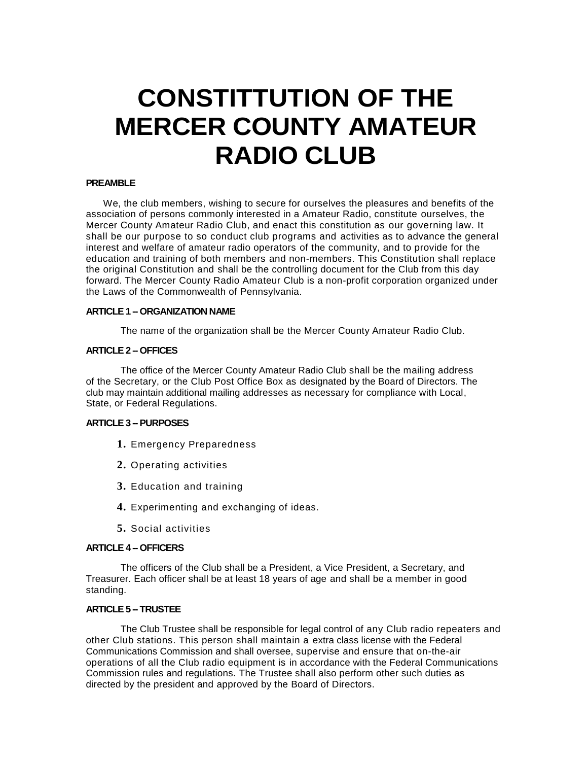# CONSTITTUTION OF THE MERCER COUNTY AMATEUR RADIO CLUB

**PREAMBLE**

We, the club members, wishing to secure for ourselves the pleasures and benefits of the association of persons commonly interested in a Amateur Radio, constitute ourselves, the Mercer County Amateur Radio Club, and enact this constitution as our governing law. It shall be our purpose to so conduct club programs and activities as to advance the general interest and welfare of amateur radio operators of the community, and to provide for the education and training of both members and non-members. This Constitution shall replace the original Constitution and shall be the controlling document for the Club from this day forward. The Mercer County Radio Amateur Club is a non-profit corporation organized under the Laws of the Commonwealth of Pennsylvania.

**ARTICLE 1 -- ORGANIZATION NAME**

The name of the organization shall be the Mercer County Amateur Radio Club.

**ARTICLE 2 -- OFFICES**

The office of the Mercer County Amateur Radio Club shall be the mailing address of the Secretary, or the Club Post Office Box as designated by the Board of Directors. The club may maintain additional mailing addresses as necessary for compliance with Local, State, or Federal Regulations.

**ARTICLE 3 -- PURPOSES**

1. Emergency Preparedness
2. Operating activities
3. Education and training
4. Experimenting and exchanging of ideas.
5. Social activities

**ARTICLE 4 -- OFFICERS**

The officers of the Club shall be a President, a Vice President, a Secretary, and Treasurer. Each officer shall be at least 18 years of age and shall be a member in good standing.

**ARTICLE 5 -- TRUSTEE**

The Club Trustee shall be responsible for legal control of any Club radio repeaters and other Club stations. This person shall maintain a extra class license with the Federal Communications Commission and shall oversee, supervise and ensure that on-the-air operations of all the Club radio equipment is in accordance with the Federal Communications Commission rules and regulations. The Trustee shall also perform other such duties as directed by the president and approved by the Board of Directors.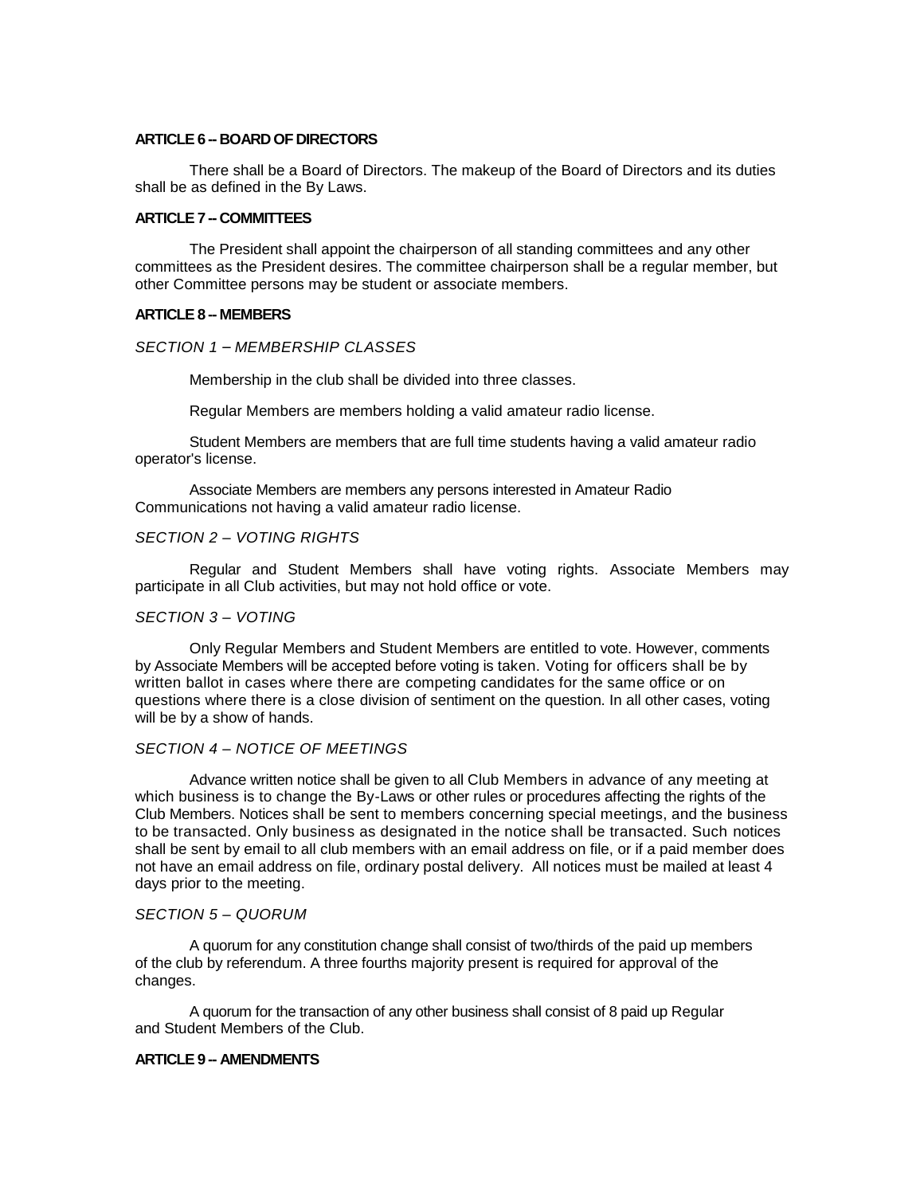**ARTICLE 6 -- BOARD OF DIRECTORS**

There shall be a Board of Directors. The makeup of the Board of Directors and its duties shall be as defined in the By Laws.

**ARTICLE 7 -- COMMITTEES**

The President shall appoint the chairperson of all standing committees and any other committees as the President desires. The committee chairperson shall be a regular member, but other Committee persons may be student or associate members.

**ARTICLE 8 -- MEMBERS**

*SECTION 1 – MEMBERSHIP CLASSES*

Membership in the club shall be divided into three classes.

Regular Members are members holding a valid amateur radio license.

Student Members are members that are full time students having a valid amateur radio operator's license.

Associate Members are members any persons interested in Amateur Radio Communications not having a valid amateur radio license.

*SECTION 2 – VOTING RIGHTS*

Regular and Student Members shall have voting rights. Associate Members may participate in all Club activities, but may not hold office or vote.

*SECTION 3 – VOTING*

Only Regular Members and Student Members are entitled to vote. However, comments by Associate Members will be accepted before voting is taken. Voting for officers shall be by written ballot in cases where there are competing candidates for the same office or on questions where there is a close division of sentiment on the question. In all other cases, voting will be by a show of hands.

*SECTION 4 – NOTICE OF MEETINGS*

Advance written notice shall be given to all Club Members in advance of any meeting at which business is to change the By-Laws or other rules or procedures affecting the rights of the Club Members. Notices shall be sent to members concerning special meetings, and the business to be transacted. Only business as designated in the notice shall be transacted. Such notices shall be sent by email to all club members with an email address on file, or if a paid member does not have an email address on file, ordinary postal delivery. All notices must be mailed at least 4 days prior to the meeting.

*SECTION 5 – QUORUM*

A quorum for any constitution change shall consist of two/thirds of the paid up members of the club by referendum. A three fourths majority present is required for approval of the changes.

A quorum for the transaction of any other business shall consist of 8 paid up Regular and Student Members of the Club.

**ARTICLE 9 -- AMENDMENTS**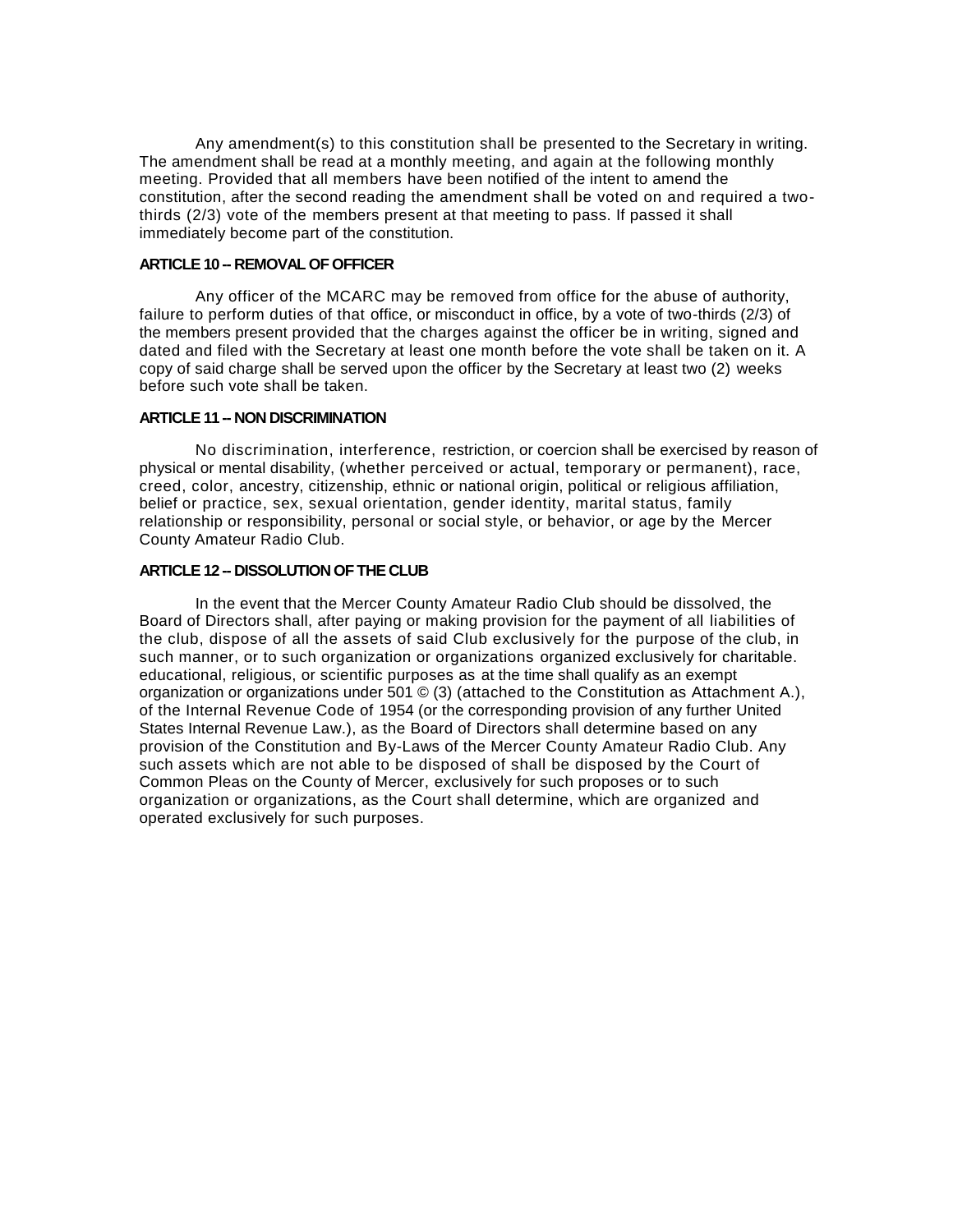Any amendment(s) to this constitution shall be presented to the Secretary in writing. The amendment shall be read at a monthly meeting, and again at the following monthly meeting. Provided that all members have been notified of the intent to amend the constitution, after the second reading the amendment shall be voted on and required a two-thirds (2/3) vote of the members present at that meeting to pass. If passed it shall immediately become part of the constitution.

**ARTICLE 10 – REMOVAL OF OFFICER**

Any officer of the MCARC may be removed from office for the abuse of authority, failure to perform duties of that office, or misconduct in office, by a vote of two-thirds (2/3) of the members present provided that the charges against the officer be in writing, signed and dated and filed with the Secretary at least one month before the vote shall be taken on it. A copy of said charge shall be served upon the officer by the Secretary at least two (2) weeks before such vote shall be taken.

**ARTICLE 11 – NON DISCRIMINATION**

No discrimination, interference, restriction, or coercion shall be exercised by reason of physical or mental disability, (whether perceived or actual, temporary or permanent), race, creed, color, ancestry, citizenship, ethnic or national origin, political or religious affiliation, belief or practice, sex, sexual orientation, gender identity, marital status, family relationship or responsibility, personal or social style, or behavior, or age by the Mercer County Amateur Radio Club.

**ARTICLE 12 – DISSOLUTION OF THE CLUB**

In the event that the Mercer County Amateur Radio Club should be dissolved, the Board of Directors shall, after paying or making provision for the payment of all liabilities of the club, dispose of all the assets of said Club exclusively for the purpose of the club, in such manner, or to such organization or organizations organized exclusively for charitable. educational, religious, or scientific purposes as at the time shall qualify as an exempt organization or organizations under 501 © (3) (attached to the Constitution as Attachment A.), of the Internal Revenue Code of 1954 (or the corresponding provision of any further United States Internal Revenue Law.), as the Board of Directors shall determine based on any provision of the Constitution and By-Laws of the Mercer County Amateur Radio Club. Any such assets which are not able to be disposed of shall be disposed by the Court of Common Pleas on the County of Mercer, exclusively for such proposes or to such organization or organizations, as the Court shall determine, which are organized and operated exclusively for such purposes.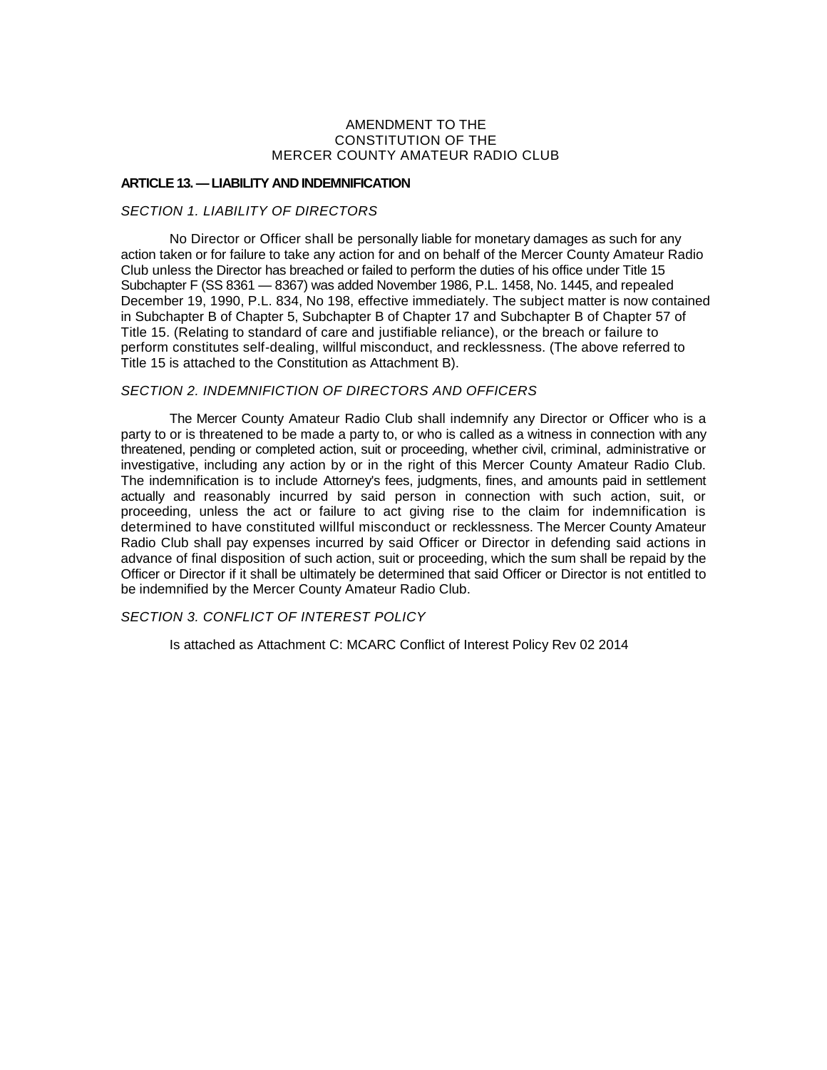# AMENDMENT TO THE CONSTITUTION OF THE MERCER COUNTY AMATEUR RADIO CLUB

## ARTICLE 13. — LIABILITY AND INDEMNIFICATION

### *SECTION 1. LIABILITY OF DIRECTORS*

No Director or Officer shall be personally liable for monetary damages as such for any action taken or for failure to take any action for and on behalf of the Mercer County Amateur Radio Club unless the Director has breached or failed to perform the duties of his office under Title 15 Subchapter F (SS 8361 — 8367) was added November 1986, P.L. 1458, No. 1445, and repealed December 19, 1990, P.L. 834, No 198, effective immediately. The subject matter is now contained in Subchapter B of Chapter 5, Subchapter B of Chapter 17 and Subchapter B of Chapter 57 of Title 15. (Relating to standard of care and justifiable reliance), or the breach or failure to perform constitutes self-dealing, willful misconduct, and recklessness. (The above referred to Title 15 is attached to the Constitution as Attachment B).

### *SECTION 2. INDEMNIFICTION OF DIRECTORS AND OFFICERS*

The Mercer County Amateur Radio Club shall indemnify any Director or Officer who is a party to or is threatened to be made a party to, or who is called as a witness in connection with any threatened, pending or completed action, suit or proceeding, whether civil, criminal, administrative or investigative, including any action by or in the right of this Mercer County Amateur Radio Club. The indemnification is to include Attorney's fees, judgments, fines, and amounts paid in settlement actually and reasonably incurred by said person in connection with such action, suit, or proceeding, unless the act or failure to act giving rise to the claim for indemnification is determined to have constituted willful misconduct or recklessness. The Mercer County Amateur Radio Club shall pay expenses incurred by said Officer or Director in defending said actions in advance of final disposition of such action, suit or proceeding, which the sum shall be repaid by the Officer or Director if it shall be ultimately be determined that said Officer or Director is not entitled to be indemnified by the Mercer County Amateur Radio Club.

### *SECTION 3. CONFLICT OF INTEREST POLICY*

Is attached as Attachment C: MCARC Conflict of Interest Policy Rev 02 2014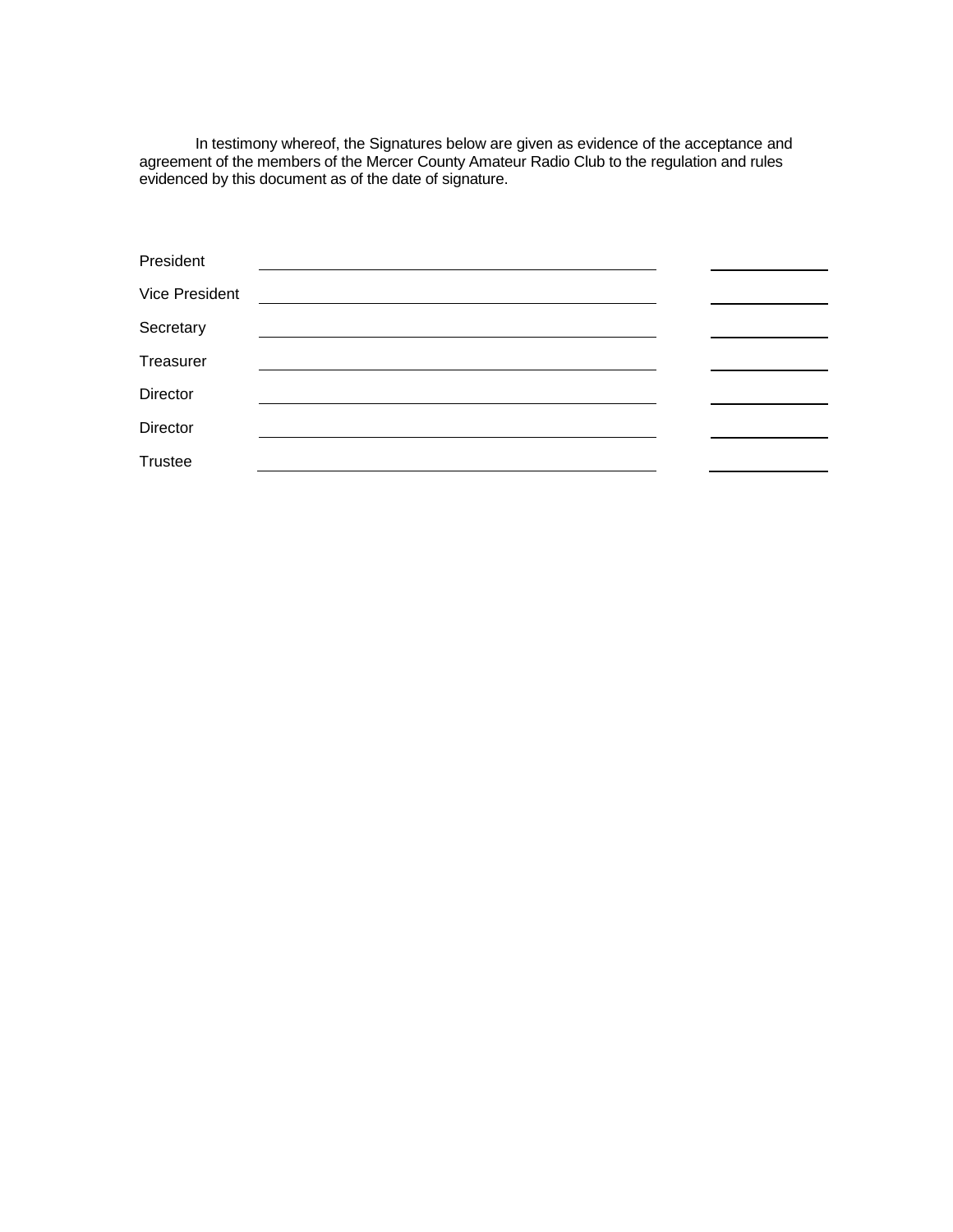In testimony whereof, the Signatures below are given as evidence of the acceptance and agreement of the members of the Mercer County Amateur Radio Club to the regulation and rules evidenced by this document as of the date of signature.

| | | |
|---|---|---|
| President | ______________________________ | __________ |
| Vice President | ______________________________ | __________ |
| Secretary | ______________________________ | __________ |
| Treasurer | ______________________________ | __________ |
| Director | ______________________________ | __________ |
| Director | ______________________________ | __________ |
| Trustee | ______________________________ | __________ |